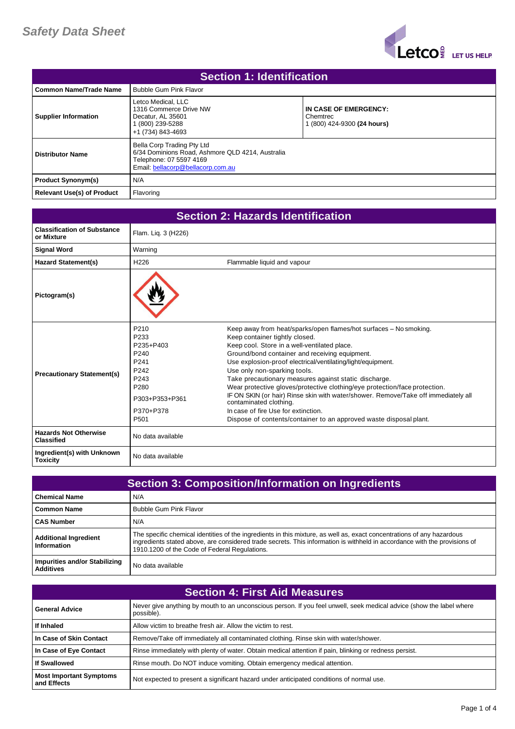# Safety Data Sheet

## Section 1: Identification

| | | |
|---|---|---|
| **Common Name/Trade Name** | Bubble Gum Pink Flavor | |
| **Supplier Information** | Letco Medical, LLC<br>1316 Commerce Drive NW<br>Decatur, AL 35601<br>1 (800) 239-5288<br>+1 (734) 843-4693 | **IN CASE OF EMERGENCY:**<br>Chemtrec<br>1 (800) 424-9300 **(24 hours)** |
| **Distributor Name** | Bella Corp Trading Pty Ltd<br>6/34 Dominions Road, Ashmore QLD 4214, Australia<br>Telephone: 07 5597 4169<br>Email: bellacorp@bellacorp.com.au | |
| **Product Synonym(s)** | N/A | |
| **Relevant Use(s) of Product** | Flavoring | |

## Section 2: Hazards Identification

| | | |
|---|---|---|
| **Classification of Substance or Mixture** | Flam. Liq. 3 (H226) | |
| **Signal Word** | Warning | |
| **Hazard Statement(s)** | H226 | Flammable liquid and vapour |
| **Pictogram(s)** | | |
| **Precautionary Statement(s)** | P210 | Keep away from heat/sparks/open flames/hot surfaces – No smoking. |
| | P233 | Keep container tightly closed. |
| | P235+P403 | Keep cool. Store in a well-ventilated place. |
| | P240 | Ground/bond container and receiving equipment. |
| | P241 | Use explosion-proof electrical/ventilating/light/equipment. |
| | P242 | Use only non-sparking tools. |
| | P243 | Take precautionary measures against static discharge. |
| | P280 | Wear protective gloves/protective clothing/eye protection/face protection. |
| | P303+P353+P361 | IF ON SKIN (or hair) Rinse skin with water/shower. Remove/Take off immediately all contaminated clothing. |
| | P370+P378 | In case of fire Use for extinction. |
| | P501 | Dispose of contents/container to an approved waste disposal plant. |
| **Hazards Not Otherwise Classified** | No data available | |
| **Ingredient(s) with Unknown Toxicity** | No data available | |

## Section 3: Composition/Information on Ingredients

| | |
|---|---|
| **Chemical Name** | N/A |
| **Common Name** | Bubble Gum Pink Flavor |
| **CAS Number** | N/A |
| **Additional Ingredient Information** | The specific chemical identities of the ingredients in this mixture, as well as, exact concentrations of any hazardous ingredients stated above, are considered trade secrets. This information is withheld in accordance with the provisions of 1910.1200 of the Code of Federal Regulations. |
| **Impurities and/or Stabilizing Additives** | No data available |

## Section 4: First Aid Measures

| | |
|---|---|
| **General Advice** | Never give anything by mouth to an unconscious person. If you feel unwell, seek medical advice (show the label where possible). |
| **If Inhaled** | Allow victim to breathe fresh air. Allow the victim to rest. |
| **In Case of Skin Contact** | Remove/Take off immediately all contaminated clothing. Rinse skin with water/shower. |
| **In Case of Eye Contact** | Rinse immediately with plenty of water. Obtain medical attention if pain, blinking or redness persist. |
| **If Swallowed** | Rinse mouth. Do NOT induce vomiting. Obtain emergency medical attention. |
| **Most Important Symptoms and Effects** | Not expected to present a significant hazard under anticipated conditions of normal use. |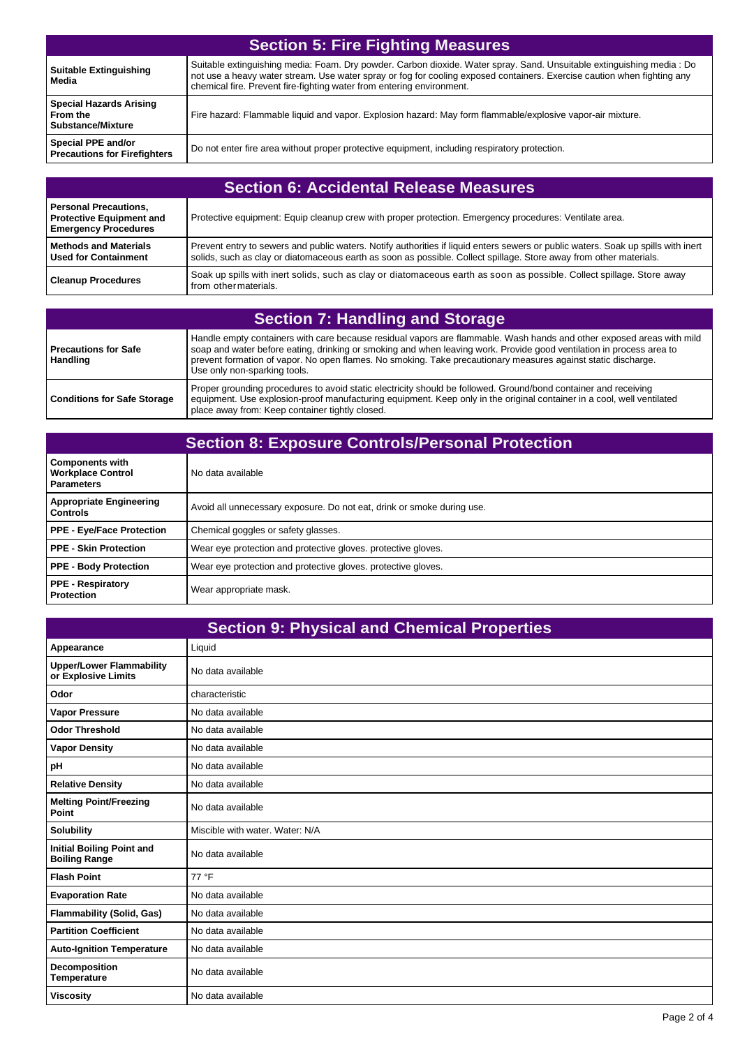## Section 5: Fire Fighting Measures

| | |
|---|---|
| **Suitable Extinguishing Media** | Suitable extinguishing media: Foam. Dry powder. Carbon dioxide. Water spray. Sand. Unsuitable extinguishing media : Do not use a heavy water stream. Use water spray or fog for cooling exposed containers. Exercise caution when fighting any chemical fire. Prevent fire-fighting water from entering environment. |
| **Special Hazards Arising From the Substance/Mixture** | Fire hazard: Flammable liquid and vapor. Explosion hazard: May form flammable/explosive vapor-air mixture. |
| **Special PPE and/or Precautions for Firefighters** | Do not enter fire area without proper protective equipment, including respiratory protection. |

## Section 6: Accidental Release Measures

| | |
|---|---|
| **Personal Precautions, Protective Equipment and Emergency Procedures** | Protective equipment: Equip cleanup crew with proper protection. Emergency procedures: Ventilate area. |
| **Methods and Materials Used for Containment** | Prevent entry to sewers and public waters. Notify authorities if liquid enters sewers or public waters. Soak up spills with inert solids, such as clay or diatomaceous earth as soon as possible. Collect spillage. Store away from other materials. |
| **Cleanup Procedures** | Soak up spills with inert solids, such as clay or diatomaceous earth as soon as possible. Collect spillage. Store away from other materials. |

## Section 7: Handling and Storage

| | |
|---|---|
| **Precautions for Safe Handling** | Handle empty containers with care because residual vapors are flammable. Wash hands and other exposed areas with mild soap and water before eating, drinking or smoking and when leaving work. Provide good ventilation in process area to prevent formation of vapor. No open flames. No smoking. Take precautionary measures against static discharge. Use only non-sparking tools. |
| **Conditions for Safe Storage** | Proper grounding procedures to avoid static electricity should be followed. Ground/bond container and receiving equipment. Use explosion-proof manufacturing equipment. Keep only in the original container in a cool, well ventilated place away from: Keep container tightly closed. |

## Section 8: Exposure Controls/Personal Protection

| | |
|---|---|
| **Components with Workplace Control Parameters** | No data available |
| **Appropriate Engineering Controls** | Avoid all unnecessary exposure. Do not eat, drink or smoke during use. |
| **PPE - Eye/Face Protection** | Chemical goggles or safety glasses. |
| **PPE - Skin Protection** | Wear eye protection and protective gloves. protective gloves. |
| **PPE - Body Protection** | Wear eye protection and protective gloves. protective gloves. |
| **PPE - Respiratory Protection** | Wear appropriate mask. |

## Section 9: Physical and Chemical Properties

| | |
|---|---|
| **Appearance** | Liquid |
| **Upper/Lower Flammability or Explosive Limits** | No data available |
| **Odor** | characteristic |
| **Vapor Pressure** | No data available |
| **Odor Threshold** | No data available |
| **Vapor Density** | No data available |
| **pH** | No data available |
| **Relative Density** | No data available |
| **Melting Point/Freezing Point** | No data available |
| **Solubility** | Miscible with water. Water: N/A |
| **Initial Boiling Point and Boiling Range** | No data available |
| **Flash Point** | 77 °F |
| **Evaporation Rate** | No data available |
| **Flammability (Solid, Gas)** | No data available |
| **Partition Coefficient** | No data available |
| **Auto-Ignition Temperature** | No data available |
| **Decomposition Temperature** | No data available |
| **Viscosity** | No data available |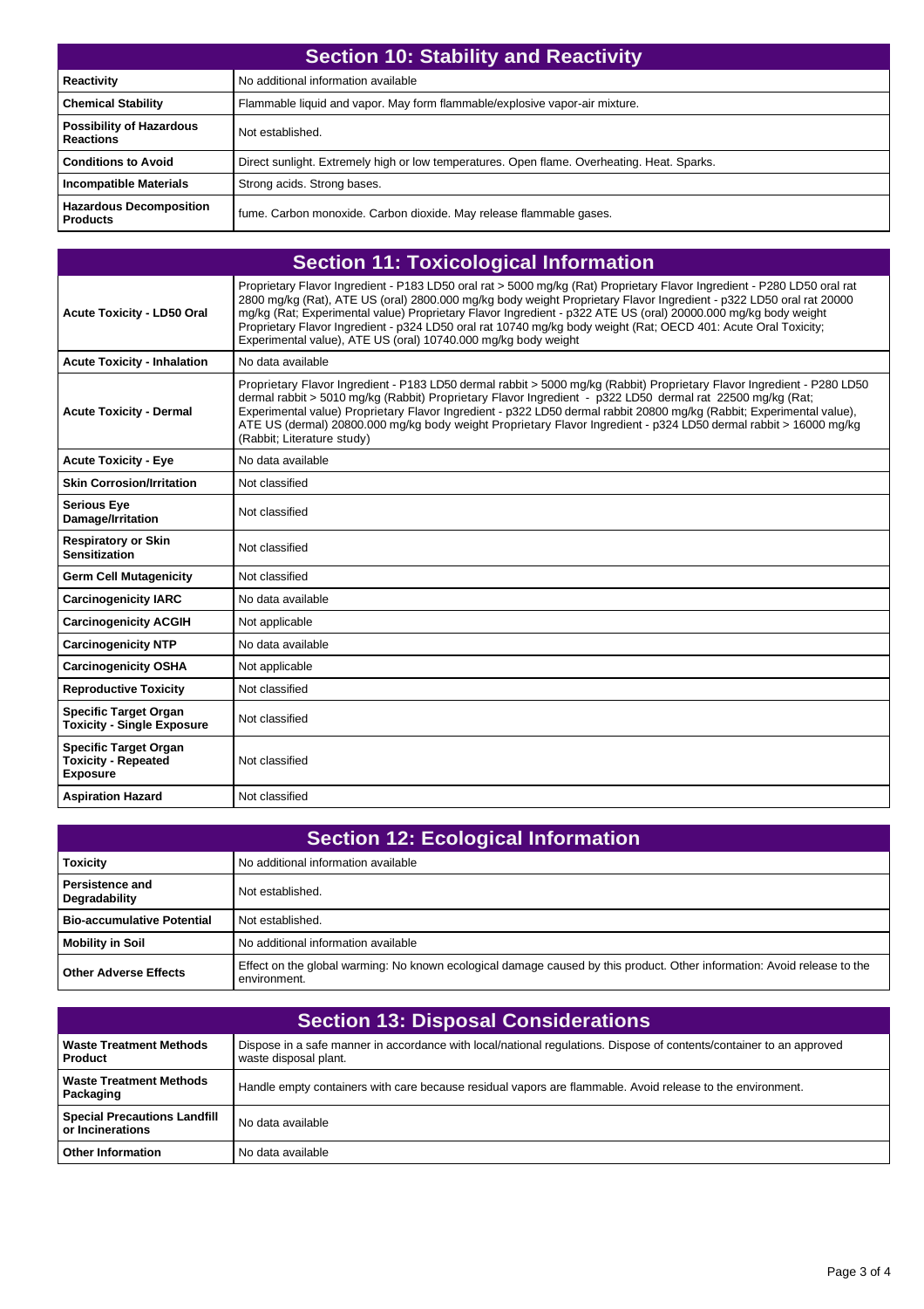## Section 10: Stability and Reactivity

| | |
|---|---|
| **Reactivity** | No additional information available |
| **Chemical Stability** | Flammable liquid and vapor. May form flammable/explosive vapor-air mixture. |
| **Possibility of Hazardous Reactions** | Not established. |
| **Conditions to Avoid** | Direct sunlight. Extremely high or low temperatures. Open flame. Overheating. Heat. Sparks. |
| **Incompatible Materials** | Strong acids. Strong bases. |
| **Hazardous Decomposition Products** | fume. Carbon monoxide. Carbon dioxide. May release flammable gases. |

## Section 11: Toxicological Information

| | |
|---|---|
| **Acute Toxicity - LD50 Oral** | Proprietary Flavor Ingredient - P183 LD50 oral rat > 5000 mg/kg (Rat) Proprietary Flavor Ingredient - P280 LD50 oral rat 2800 mg/kg (Rat), ATE US (oral) 2800.000 mg/kg body weight Proprietary Flavor Ingredient - p322 LD50 oral rat 20000 mg/kg (Rat; Experimental value) Proprietary Flavor Ingredient - p322 ATE US (oral) 20000.000 mg/kg body weight Proprietary Flavor Ingredient - p324 LD50 oral rat 10740 mg/kg body weight (Rat; OECD 401: Acute Oral Toxicity; Experimental value), ATE US (oral) 10740.000 mg/kg body weight |
| **Acute Toxicity - Inhalation** | No data available |
| **Acute Toxicity - Dermal** | Proprietary Flavor Ingredient - P183 LD50 dermal rabbit > 5000 mg/kg (Rabbit) Proprietary Flavor Ingredient - P280 LD50 dermal rabbit > 5010 mg/kg (Rabbit) Proprietary Flavor Ingredient - p322 LD50 dermal rat 22500 mg/kg (Rat; Experimental value) Proprietary Flavor Ingredient - p322 LD50 dermal rabbit 20800 mg/kg (Rabbit; Experimental value), ATE US (dermal) 20800.000 mg/kg body weight Proprietary Flavor Ingredient - p324 LD50 dermal rabbit > 16000 mg/kg (Rabbit; Literature study) |
| **Acute Toxicity - Eye** | No data available |
| **Skin Corrosion/Irritation** | Not classified |
| **Serious Eye Damage/Irritation** | Not classified |
| **Respiratory or Skin Sensitization** | Not classified |
| **Germ Cell Mutagenicity** | Not classified |
| **Carcinogenicity IARC** | No data available |
| **Carcinogenicity ACGIH** | Not applicable |
| **Carcinogenicity NTP** | No data available |
| **Carcinogenicity OSHA** | Not applicable |
| **Reproductive Toxicity** | Not classified |
| **Specific Target Organ Toxicity - Single Exposure** | Not classified |
| **Specific Target Organ Toxicity - Repeated Exposure** | Not classified |
| **Aspiration Hazard** | Not classified |

## Section 12: Ecological Information

| | |
|---|---|
| **Toxicity** | No additional information available |
| **Persistence and Degradability** | Not established. |
| **Bio-accumulative Potential** | Not established. |
| **Mobility in Soil** | No additional information available |
| **Other Adverse Effects** | Effect on the global warming: No known ecological damage caused by this product. Other information: Avoid release to the environment. |

## Section 13: Disposal Considerations

| | |
|---|---|
| **Waste Treatment Methods Product** | Dispose in a safe manner in accordance with local/national regulations. Dispose of contents/container to an approved waste disposal plant. |
| **Waste Treatment Methods Packaging** | Handle empty containers with care because residual vapors are flammable. Avoid release to the environment. |
| **Special Precautions Landfill or Incinerations** | No data available |
| **Other Information** | No data available |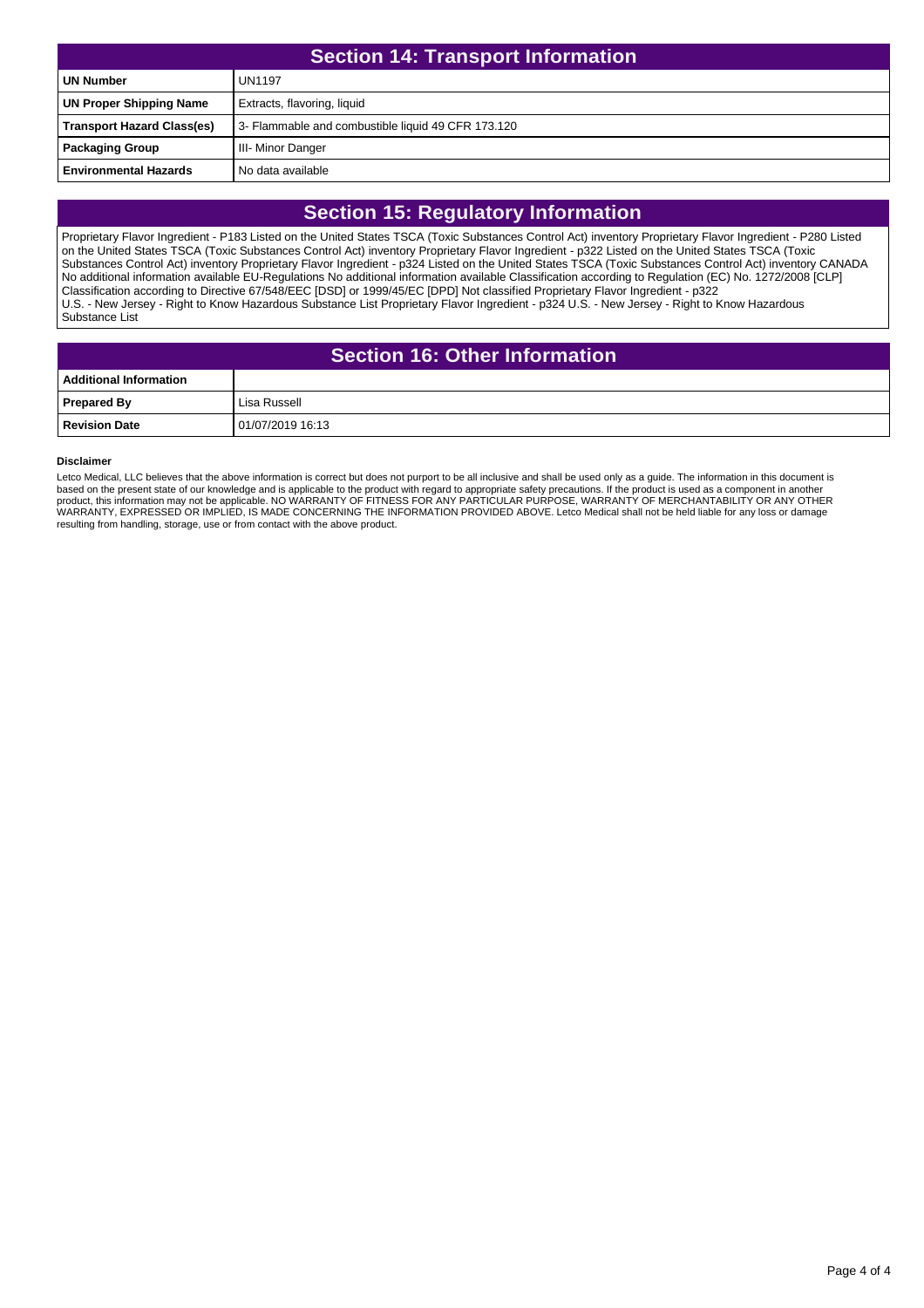## Section 14: Transport Information

| | |
|---|---|
| **UN Number** | UN1197 |
| **UN Proper Shipping Name** | Extracts, flavoring, liquid |
| **Transport Hazard Class(es)** | 3- Flammable and combustible liquid 49 CFR 173.120 |
| **Packaging Group** | III- Minor Danger |
| **Environmental Hazards** | No data available |

## Section 15: Regulatory Information

Proprietary Flavor Ingredient - P183 Listed on the United States TSCA (Toxic Substances Control Act) inventory Proprietary Flavor Ingredient - P280 Listed on the United States TSCA (Toxic Substances Control Act) inventory Proprietary Flavor Ingredient - p322 Listed on the United States TSCA (Toxic Substances Control Act) inventory Proprietary Flavor Ingredient - p324 Listed on the United States TSCA (Toxic Substances Control Act) inventory CANADA No additional information available EU-Regulations No additional information available Classification according to Regulation (EC) No. 1272/2008 [CLP] Classification according to Directive 67/548/EEC [DSD] or 1999/45/EC [DPD] Not classified Proprietary Flavor Ingredient - p322 U.S. - New Jersey - Right to Know Hazardous Substance List Proprietary Flavor Ingredient - p324 U.S. - New Jersey - Right to Know Hazardous Substance List

## Section 16: Other Information

| | |
|---|---|
| **Additional Information** | |
| **Prepared By** | Lisa Russell |
| **Revision Date** | 01/07/2019 16:13 |

**Disclaimer**

Letco Medical, LLC believes that the above information is correct but does not purport to be all inclusive and shall be used only as a guide. The information in this document is based on the present state of our knowledge and is applicable to the product with regard to appropriate safety precautions. If the product is used as a component in another product, this information may not be applicable. NO WARRANTY OF FITNESS FOR ANY PARTICULAR PURPOSE, WARRANTY OF MERCHANTABILITY OR ANY OTHER WARRANTY, EXPRESSED OR IMPLIED, IS MADE CONCERNING THE INFORMATION PROVIDED ABOVE. Letco Medical shall not be held liable for any loss or damage resulting from handling, storage, use or from contact with the above product.